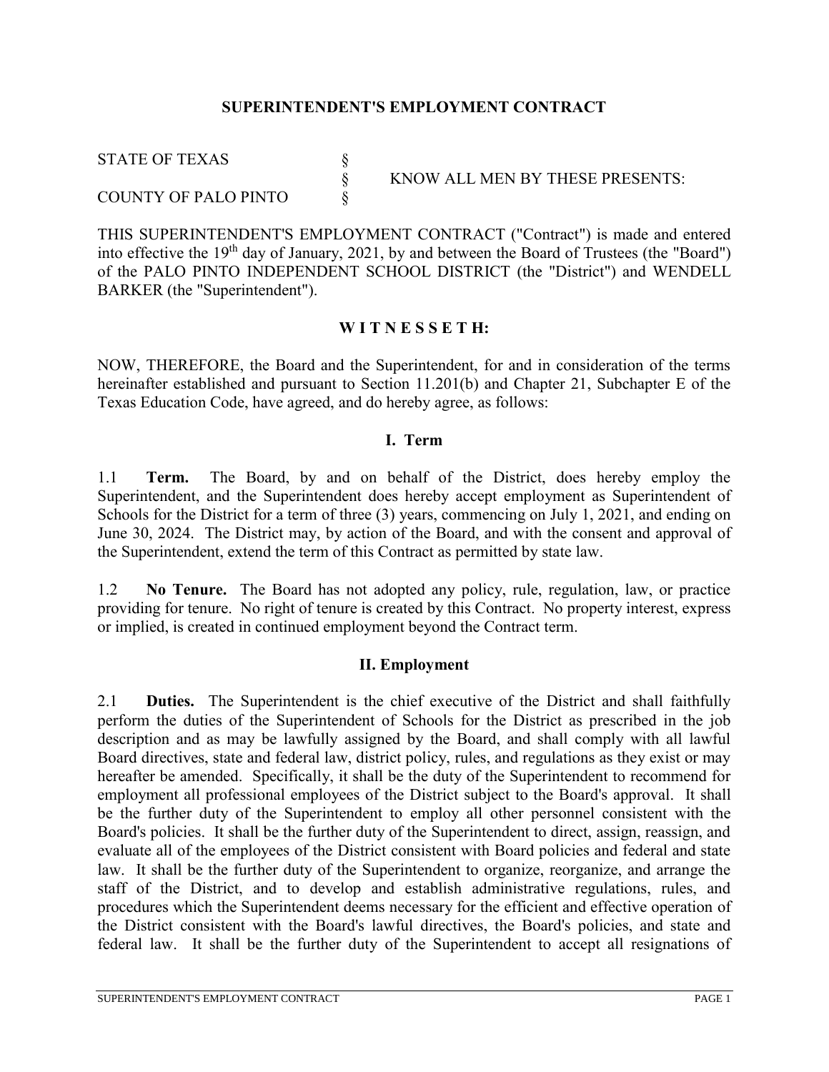# SUPERINTENDENT'S EMPLOYMENT CONTRACT

STATE OF TEXAS §
§ KNOW ALL MEN BY THESE PRESENTS:
COUNTY OF PALO PINTO §

THIS SUPERINTENDENT'S EMPLOYMENT CONTRACT ("Contract") is made and entered into effective the 19th day of January, 2021, by and between the Board of Trustees (the "Board") of the PALO PINTO INDEPENDENT SCHOOL DISTRICT (the "District") and WENDELL BARKER (the "Superintendent").

## W I T N E S S E T H:

NOW, THEREFORE, the Board and the Superintendent, for and in consideration of the terms hereinafter established and pursuant to Section 11.201(b) and Chapter 21, Subchapter E of the Texas Education Code, have agreed, and do hereby agree, as follows:

## I. Term

1.1 **Term.** The Board, by and on behalf of the District, does hereby employ the Superintendent, and the Superintendent does hereby accept employment as Superintendent of Schools for the District for a term of three (3) years, commencing on July 1, 2021, and ending on June 30, 2024. The District may, by action of the Board, and with the consent and approval of the Superintendent, extend the term of this Contract as permitted by state law.

1.2 **No Tenure.** The Board has not adopted any policy, rule, regulation, law, or practice providing for tenure. No right of tenure is created by this Contract. No property interest, express or implied, is created in continued employment beyond the Contract term.

## II. Employment

2.1 **Duties.** The Superintendent is the chief executive of the District and shall faithfully perform the duties of the Superintendent of Schools for the District as prescribed in the job description and as may be lawfully assigned by the Board, and shall comply with all lawful Board directives, state and federal law, district policy, rules, and regulations as they exist or may hereafter be amended. Specifically, it shall be the duty of the Superintendent to recommend for employment all professional employees of the District subject to the Board's approval. It shall be the further duty of the Superintendent to employ all other personnel consistent with the Board's policies. It shall be the further duty of the Superintendent to direct, assign, reassign, and evaluate all of the employees of the District consistent with Board policies and federal and state law. It shall be the further duty of the Superintendent to organize, reorganize, and arrange the staff of the District, and to develop and establish administrative regulations, rules, and procedures which the Superintendent deems necessary for the efficient and effective operation of the District consistent with the Board's lawful directives, the Board's policies, and state and federal law. It shall be the further duty of the Superintendent to accept all resignations of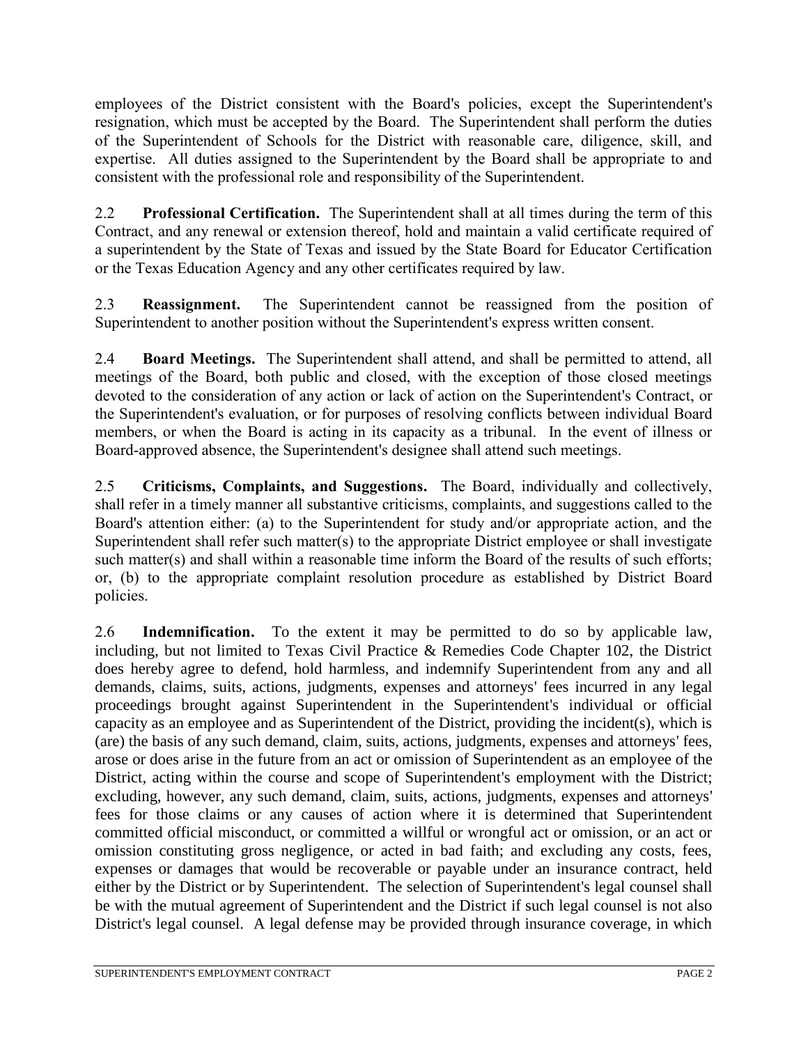employees of the District consistent with the Board's policies, except the Superintendent's resignation, which must be accepted by the Board. The Superintendent shall perform the duties of the Superintendent of Schools for the District with reasonable care, diligence, skill, and expertise. All duties assigned to the Superintendent by the Board shall be appropriate to and consistent with the professional role and responsibility of the Superintendent.

2.2 **Professional Certification.** The Superintendent shall at all times during the term of this Contract, and any renewal or extension thereof, hold and maintain a valid certificate required of a superintendent by the State of Texas and issued by the State Board for Educator Certification or the Texas Education Agency and any other certificates required by law.

2.3 **Reassignment.** The Superintendent cannot be reassigned from the position of Superintendent to another position without the Superintendent's express written consent.

2.4 **Board Meetings.** The Superintendent shall attend, and shall be permitted to attend, all meetings of the Board, both public and closed, with the exception of those closed meetings devoted to the consideration of any action or lack of action on the Superintendent's Contract, or the Superintendent's evaluation, or for purposes of resolving conflicts between individual Board members, or when the Board is acting in its capacity as a tribunal. In the event of illness or Board-approved absence, the Superintendent's designee shall attend such meetings.

2.5 **Criticisms, Complaints, and Suggestions.** The Board, individually and collectively, shall refer in a timely manner all substantive criticisms, complaints, and suggestions called to the Board's attention either: (a) to the Superintendent for study and/or appropriate action, and the Superintendent shall refer such matter(s) to the appropriate District employee or shall investigate such matter(s) and shall within a reasonable time inform the Board of the results of such efforts; or, (b) to the appropriate complaint resolution procedure as established by District Board policies.

2.6 **Indemnification.** To the extent it may be permitted to do so by applicable law, including, but not limited to Texas Civil Practice & Remedies Code Chapter 102, the District does hereby agree to defend, hold harmless, and indemnify Superintendent from any and all demands, claims, suits, actions, judgments, expenses and attorneys' fees incurred in any legal proceedings brought against Superintendent in the Superintendent's individual or official capacity as an employee and as Superintendent of the District, providing the incident(s), which is (are) the basis of any such demand, claim, suits, actions, judgments, expenses and attorneys' fees, arose or does arise in the future from an act or omission of Superintendent as an employee of the District, acting within the course and scope of Superintendent's employment with the District; excluding, however, any such demand, claim, suits, actions, judgments, expenses and attorneys' fees for those claims or any causes of action where it is determined that Superintendent committed official misconduct, or committed a willful or wrongful act or omission, or an act or omission constituting gross negligence, or acted in bad faith; and excluding any costs, fees, expenses or damages that would be recoverable or payable under an insurance contract, held either by the District or by Superintendent. The selection of Superintendent's legal counsel shall be with the mutual agreement of Superintendent and the District if such legal counsel is not also District's legal counsel. A legal defense may be provided through insurance coverage, in which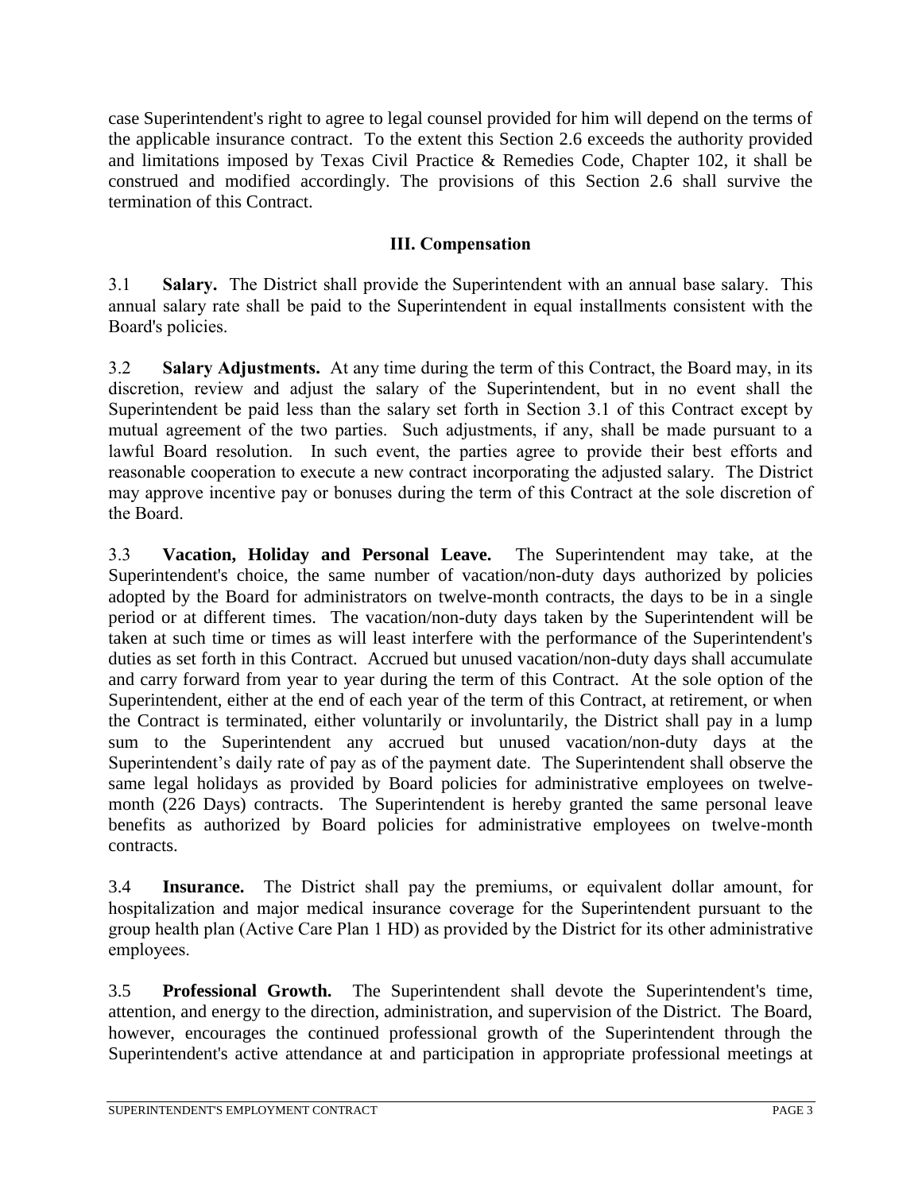case Superintendent's right to agree to legal counsel provided for him will depend on the terms of the applicable insurance contract. To the extent this Section 2.6 exceeds the authority provided and limitations imposed by Texas Civil Practice & Remedies Code, Chapter 102, it shall be construed and modified accordingly. The provisions of this Section 2.6 shall survive the termination of this Contract.

## III. Compensation

3.1 **Salary.** The District shall provide the Superintendent with an annual base salary. This annual salary rate shall be paid to the Superintendent in equal installments consistent with the Board's policies.

3.2 **Salary Adjustments.** At any time during the term of this Contract, the Board may, in its discretion, review and adjust the salary of the Superintendent, but in no event shall the Superintendent be paid less than the salary set forth in Section 3.1 of this Contract except by mutual agreement of the two parties. Such adjustments, if any, shall be made pursuant to a lawful Board resolution. In such event, the parties agree to provide their best efforts and reasonable cooperation to execute a new contract incorporating the adjusted salary. The District may approve incentive pay or bonuses during the term of this Contract at the sole discretion of the Board.

3.3 **Vacation, Holiday and Personal Leave.** The Superintendent may take, at the Superintendent's choice, the same number of vacation/non-duty days authorized by policies adopted by the Board for administrators on twelve-month contracts, the days to be in a single period or at different times. The vacation/non-duty days taken by the Superintendent will be taken at such time or times as will least interfere with the performance of the Superintendent's duties as set forth in this Contract. Accrued but unused vacation/non-duty days shall accumulate and carry forward from year to year during the term of this Contract. At the sole option of the Superintendent, either at the end of each year of the term of this Contract, at retirement, or when the Contract is terminated, either voluntarily or involuntarily, the District shall pay in a lump sum to the Superintendent any accrued but unused vacation/non-duty days at the Superintendent's daily rate of pay as of the payment date. The Superintendent shall observe the same legal holidays as provided by Board policies for administrative employees on twelve-month (226 Days) contracts. The Superintendent is hereby granted the same personal leave benefits as authorized by Board policies for administrative employees on twelve-month contracts.

3.4 **Insurance.** The District shall pay the premiums, or equivalent dollar amount, for hospitalization and major medical insurance coverage for the Superintendent pursuant to the group health plan (Active Care Plan 1 HD) as provided by the District for its other administrative employees.

3.5 **Professional Growth.** The Superintendent shall devote the Superintendent's time, attention, and energy to the direction, administration, and supervision of the District. The Board, however, encourages the continued professional growth of the Superintendent through the Superintendent's active attendance at and participation in appropriate professional meetings at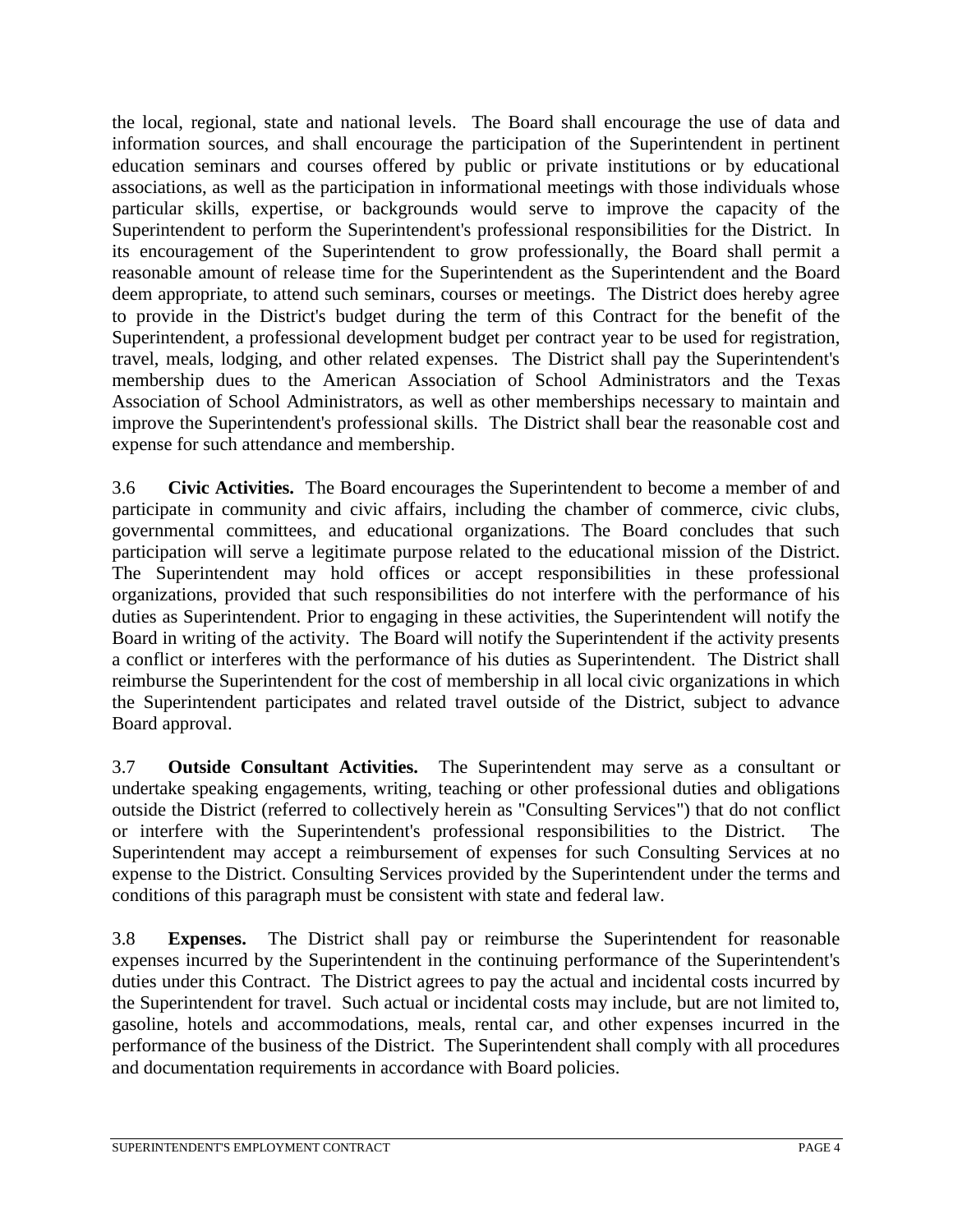the local, regional, state and national levels. The Board shall encourage the use of data and information sources, and shall encourage the participation of the Superintendent in pertinent education seminars and courses offered by public or private institutions or by educational associations, as well as the participation in informational meetings with those individuals whose particular skills, expertise, or backgrounds would serve to improve the capacity of the Superintendent to perform the Superintendent's professional responsibilities for the District. In its encouragement of the Superintendent to grow professionally, the Board shall permit a reasonable amount of release time for the Superintendent as the Superintendent and the Board deem appropriate, to attend such seminars, courses or meetings. The District does hereby agree to provide in the District's budget during the term of this Contract for the benefit of the Superintendent, a professional development budget per contract year to be used for registration, travel, meals, lodging, and other related expenses. The District shall pay the Superintendent's membership dues to the American Association of School Administrators and the Texas Association of School Administrators, as well as other memberships necessary to maintain and improve the Superintendent's professional skills. The District shall bear the reasonable cost and expense for such attendance and membership.

3.6 **Civic Activities.** The Board encourages the Superintendent to become a member of and participate in community and civic affairs, including the chamber of commerce, civic clubs, governmental committees, and educational organizations. The Board concludes that such participation will serve a legitimate purpose related to the educational mission of the District. The Superintendent may hold offices or accept responsibilities in these professional organizations, provided that such responsibilities do not interfere with the performance of his duties as Superintendent. Prior to engaging in these activities, the Superintendent will notify the Board in writing of the activity. The Board will notify the Superintendent if the activity presents a conflict or interferes with the performance of his duties as Superintendent. The District shall reimburse the Superintendent for the cost of membership in all local civic organizations in which the Superintendent participates and related travel outside of the District, subject to advance Board approval.

3.7 **Outside Consultant Activities.** The Superintendent may serve as a consultant or undertake speaking engagements, writing, teaching or other professional duties and obligations outside the District (referred to collectively herein as "Consulting Services") that do not conflict or interfere with the Superintendent's professional responsibilities to the District. The Superintendent may accept a reimbursement of expenses for such Consulting Services at no expense to the District. Consulting Services provided by the Superintendent under the terms and conditions of this paragraph must be consistent with state and federal law.

3.8 **Expenses.** The District shall pay or reimburse the Superintendent for reasonable expenses incurred by the Superintendent in the continuing performance of the Superintendent's duties under this Contract. The District agrees to pay the actual and incidental costs incurred by the Superintendent for travel. Such actual or incidental costs may include, but are not limited to, gasoline, hotels and accommodations, meals, rental car, and other expenses incurred in the performance of the business of the District. The Superintendent shall comply with all procedures and documentation requirements in accordance with Board policies.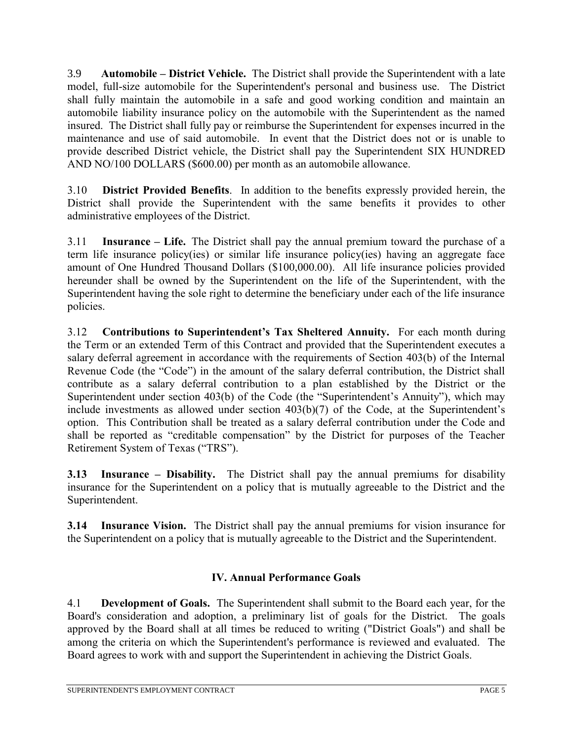3.9 **Automobile – District Vehicle.** The District shall provide the Superintendent with a late model, full-size automobile for the Superintendent's personal and business use. The District shall fully maintain the automobile in a safe and good working condition and maintain an automobile liability insurance policy on the automobile with the Superintendent as the named insured. The District shall fully pay or reimburse the Superintendent for expenses incurred in the maintenance and use of said automobile. In event that the District does not or is unable to provide described District vehicle, the District shall pay the Superintendent SIX HUNDRED AND NO/100 DOLLARS ($600.00) per month as an automobile allowance.

3.10 **District Provided Benefits**. In addition to the benefits expressly provided herein, the District shall provide the Superintendent with the same benefits it provides to other administrative employees of the District.

3.11 **Insurance – Life.** The District shall pay the annual premium toward the purchase of a term life insurance policy(ies) or similar life insurance policy(ies) having an aggregate face amount of One Hundred Thousand Dollars ($100,000.00). All life insurance policies provided hereunder shall be owned by the Superintendent on the life of the Superintendent, with the Superintendent having the sole right to determine the beneficiary under each of the life insurance policies.

3.12 **Contributions to Superintendent's Tax Sheltered Annuity.** For each month during the Term or an extended Term of this Contract and provided that the Superintendent executes a salary deferral agreement in accordance with the requirements of Section 403(b) of the Internal Revenue Code (the "Code") in the amount of the salary deferral contribution, the District shall contribute as a salary deferral contribution to a plan established by the District or the Superintendent under section 403(b) of the Code (the "Superintendent's Annuity"), which may include investments as allowed under section 403(b)(7) of the Code, at the Superintendent's option. This Contribution shall be treated as a salary deferral contribution under the Code and shall be reported as "creditable compensation" by the District for purposes of the Teacher Retirement System of Texas ("TRS").

**3.13 Insurance – Disability.** The District shall pay the annual premiums for disability insurance for the Superintendent on a policy that is mutually agreeable to the District and the Superintendent.

**3.14 Insurance Vision.** The District shall pay the annual premiums for vision insurance for the Superintendent on a policy that is mutually agreeable to the District and the Superintendent.

## IV. Annual Performance Goals

4.1 **Development of Goals.** The Superintendent shall submit to the Board each year, for the Board's consideration and adoption, a preliminary list of goals for the District. The goals approved by the Board shall at all times be reduced to writing ("District Goals") and shall be among the criteria on which the Superintendent's performance is reviewed and evaluated. The Board agrees to work with and support the Superintendent in achieving the District Goals.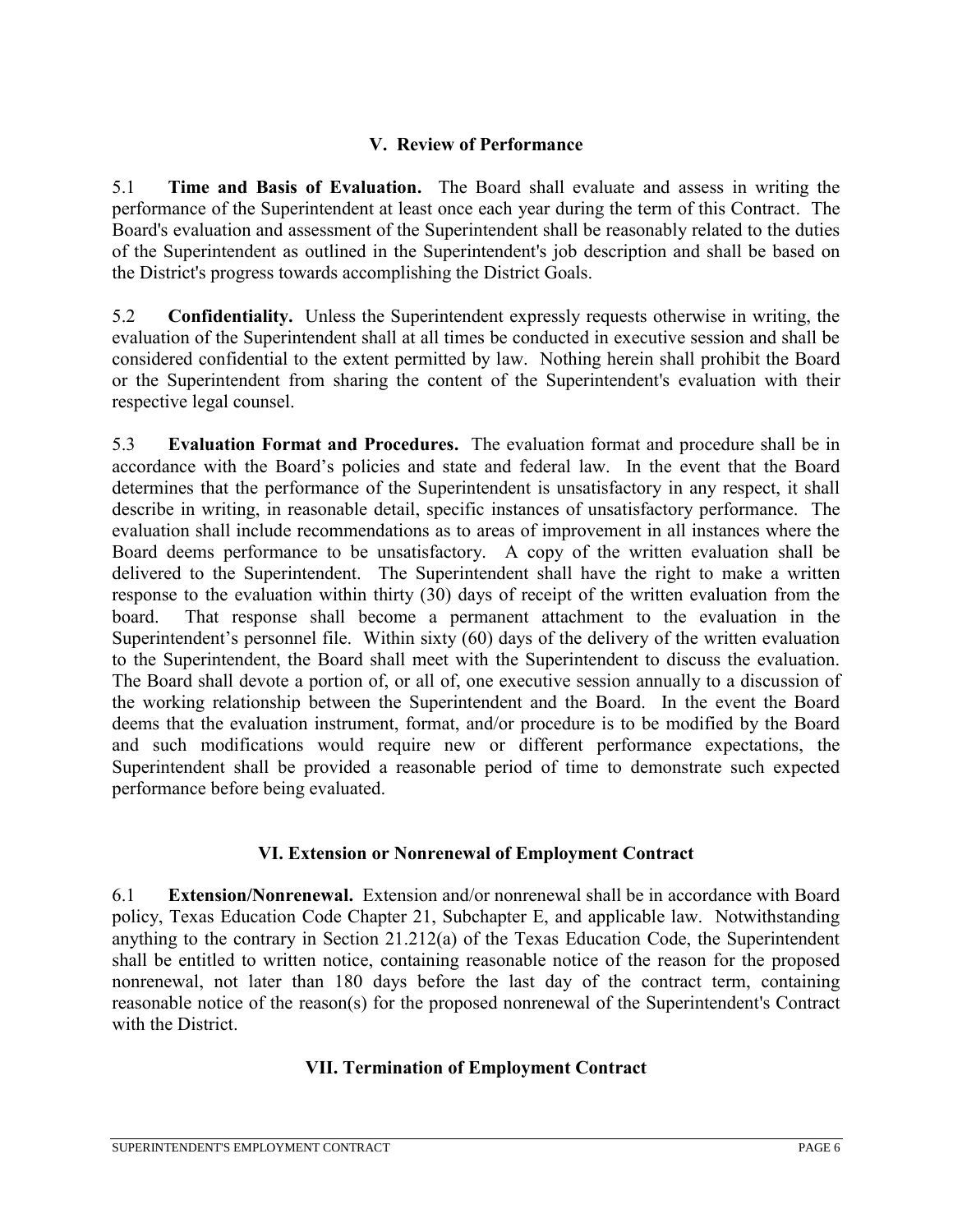## V. Review of Performance

5.1 **Time and Basis of Evaluation.** The Board shall evaluate and assess in writing the performance of the Superintendent at least once each year during the term of this Contract. The Board's evaluation and assessment of the Superintendent shall be reasonably related to the duties of the Superintendent as outlined in the Superintendent's job description and shall be based on the District's progress towards accomplishing the District Goals.

5.2 **Confidentiality.** Unless the Superintendent expressly requests otherwise in writing, the evaluation of the Superintendent shall at all times be conducted in executive session and shall be considered confidential to the extent permitted by law. Nothing herein shall prohibit the Board or the Superintendent from sharing the content of the Superintendent's evaluation with their respective legal counsel.

5.3 **Evaluation Format and Procedures.** The evaluation format and procedure shall be in accordance with the Board's policies and state and federal law. In the event that the Board determines that the performance of the Superintendent is unsatisfactory in any respect, it shall describe in writing, in reasonable detail, specific instances of unsatisfactory performance. The evaluation shall include recommendations as to areas of improvement in all instances where the Board deems performance to be unsatisfactory. A copy of the written evaluation shall be delivered to the Superintendent. The Superintendent shall have the right to make a written response to the evaluation within thirty (30) days of receipt of the written evaluation from the board. That response shall become a permanent attachment to the evaluation in the Superintendent's personnel file. Within sixty (60) days of the delivery of the written evaluation to the Superintendent, the Board shall meet with the Superintendent to discuss the evaluation. The Board shall devote a portion of, or all of, one executive session annually to a discussion of the working relationship between the Superintendent and the Board. In the event the Board deems that the evaluation instrument, format, and/or procedure is to be modified by the Board and such modifications would require new or different performance expectations, the Superintendent shall be provided a reasonable period of time to demonstrate such expected performance before being evaluated.

## VI. Extension or Nonrenewal of Employment Contract

6.1 **Extension/Nonrenewal.** Extension and/or nonrenewal shall be in accordance with Board policy, Texas Education Code Chapter 21, Subchapter E, and applicable law. Notwithstanding anything to the contrary in Section 21.212(a) of the Texas Education Code, the Superintendent shall be entitled to written notice, containing reasonable notice of the reason for the proposed nonrenewal, not later than 180 days before the last day of the contract term, containing reasonable notice of the reason(s) for the proposed nonrenewal of the Superintendent's Contract with the District.

## VII. Termination of Employment Contract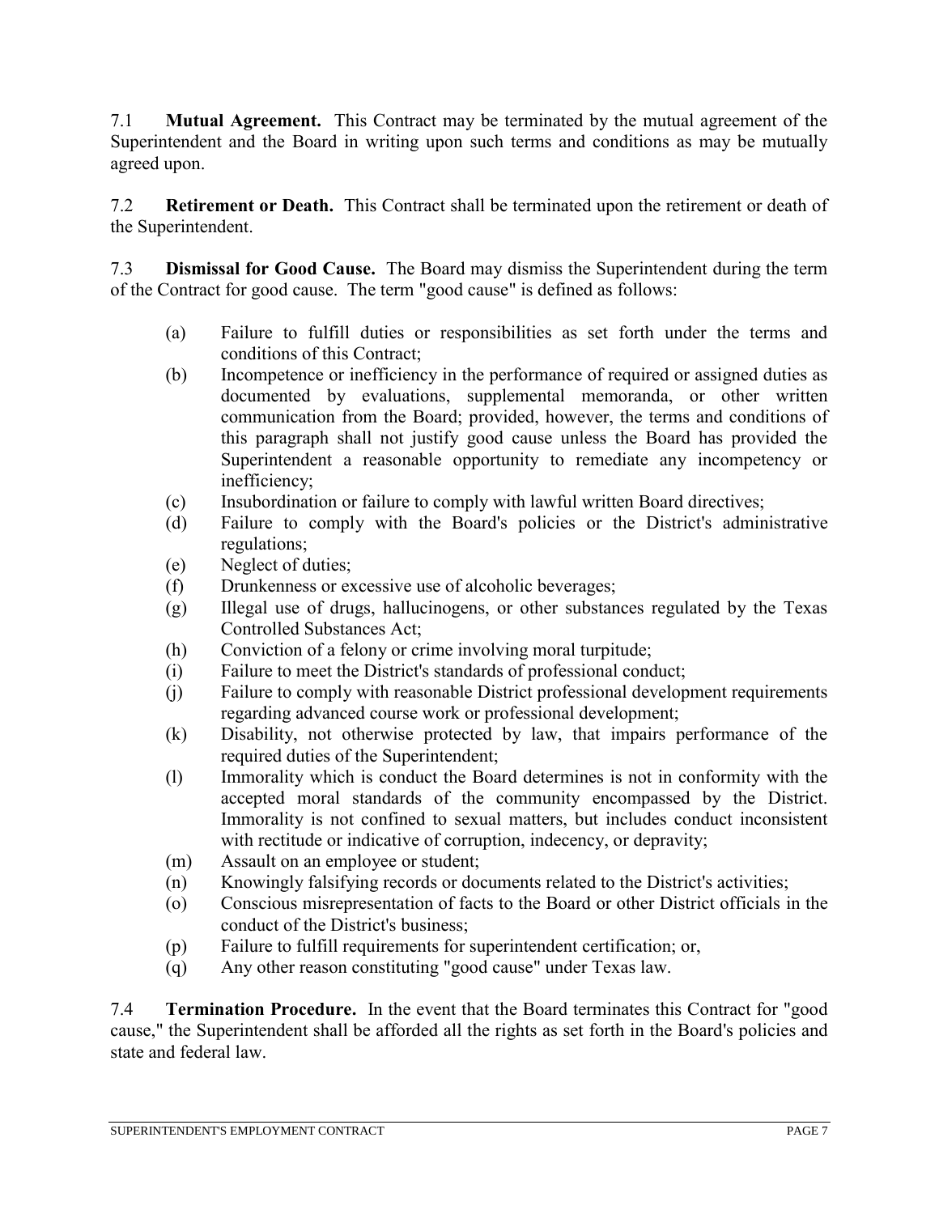7.1 **Mutual Agreement.** This Contract may be terminated by the mutual agreement of the Superintendent and the Board in writing upon such terms and conditions as may be mutually agreed upon.

7.2 **Retirement or Death.** This Contract shall be terminated upon the retirement or death of the Superintendent.

7.3 **Dismissal for Good Cause.** The Board may dismiss the Superintendent during the term of the Contract for good cause. The term "good cause" is defined as follows:

(a) Failure to fulfill duties or responsibilities as set forth under the terms and conditions of this Contract;

(b) Incompetence or inefficiency in the performance of required or assigned duties as documented by evaluations, supplemental memoranda, or other written communication from the Board; provided, however, the terms and conditions of this paragraph shall not justify good cause unless the Board has provided the Superintendent a reasonable opportunity to remediate any incompetency or inefficiency;

(c) Insubordination or failure to comply with lawful written Board directives;

(d) Failure to comply with the Board's policies or the District's administrative regulations;

(e) Neglect of duties;

(f) Drunkenness or excessive use of alcoholic beverages;

(g) Illegal use of drugs, hallucinogens, or other substances regulated by the Texas Controlled Substances Act;

(h) Conviction of a felony or crime involving moral turpitude;

(i) Failure to meet the District's standards of professional conduct;

(j) Failure to comply with reasonable District professional development requirements regarding advanced course work or professional development;

(k) Disability, not otherwise protected by law, that impairs performance of the required duties of the Superintendent;

(l) Immorality which is conduct the Board determines is not in conformity with the accepted moral standards of the community encompassed by the District. Immorality is not confined to sexual matters, but includes conduct inconsistent with rectitude or indicative of corruption, indecency, or depravity;

(m) Assault on an employee or student;

(n) Knowingly falsifying records or documents related to the District's activities;

(o) Conscious misrepresentation of facts to the Board or other District officials in the conduct of the District's business;

(p) Failure to fulfill requirements for superintendent certification; or,

(q) Any other reason constituting "good cause" under Texas law.

7.4 **Termination Procedure.** In the event that the Board terminates this Contract for "good cause," the Superintendent shall be afforded all the rights as set forth in the Board's policies and state and federal law.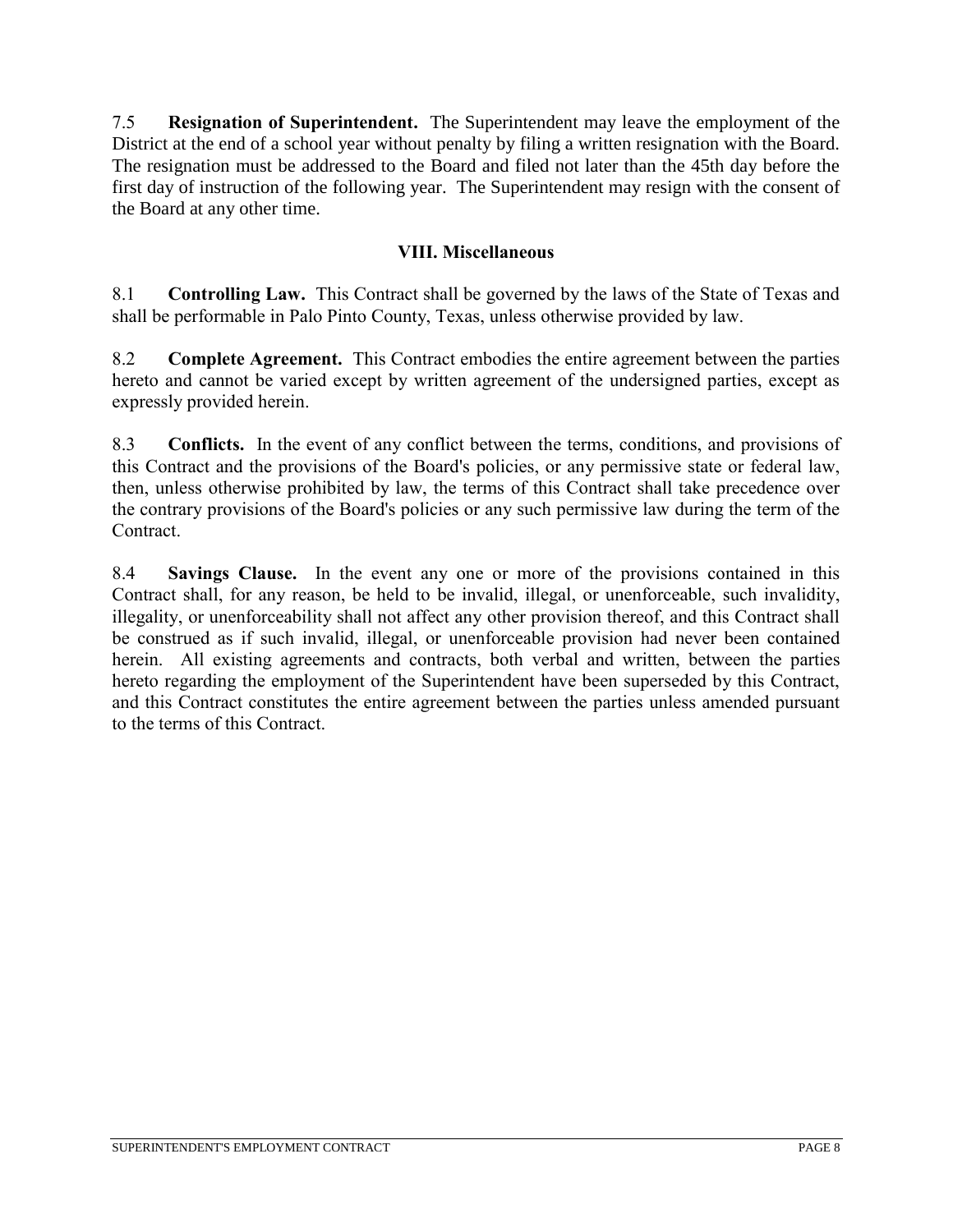7.5 **Resignation of Superintendent.** The Superintendent may leave the employment of the District at the end of a school year without penalty by filing a written resignation with the Board. The resignation must be addressed to the Board and filed not later than the 45th day before the first day of instruction of the following year. The Superintendent may resign with the consent of the Board at any other time.

## VIII. Miscellaneous

8.1 **Controlling Law.** This Contract shall be governed by the laws of the State of Texas and shall be performable in Palo Pinto County, Texas, unless otherwise provided by law.

8.2 **Complete Agreement.** This Contract embodies the entire agreement between the parties hereto and cannot be varied except by written agreement of the undersigned parties, except as expressly provided herein.

8.3 **Conflicts.** In the event of any conflict between the terms, conditions, and provisions of this Contract and the provisions of the Board's policies, or any permissive state or federal law, then, unless otherwise prohibited by law, the terms of this Contract shall take precedence over the contrary provisions of the Board's policies or any such permissive law during the term of the Contract.

8.4 **Savings Clause.** In the event any one or more of the provisions contained in this Contract shall, for any reason, be held to be invalid, illegal, or unenforceable, such invalidity, illegality, or unenforceability shall not affect any other provision thereof, and this Contract shall be construed as if such invalid, illegal, or unenforceable provision had never been contained herein. All existing agreements and contracts, both verbal and written, between the parties hereto regarding the employment of the Superintendent have been superseded by this Contract, and this Contract constitutes the entire agreement between the parties unless amended pursuant to the terms of this Contract.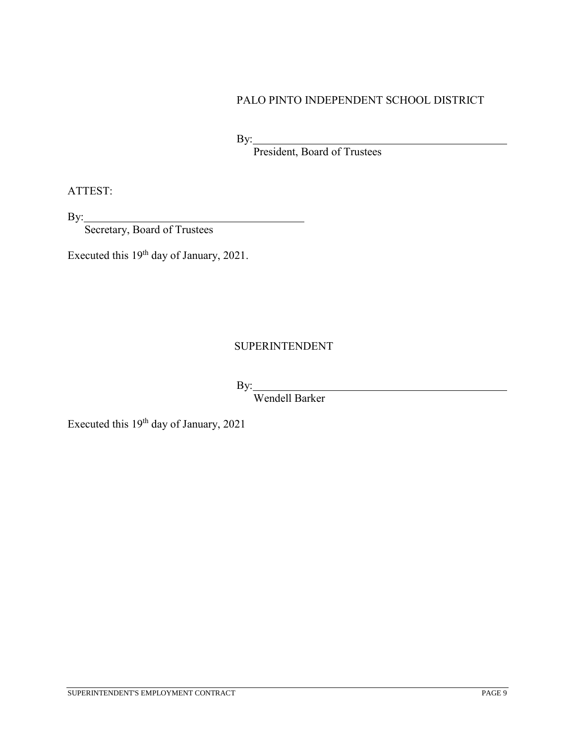PALO PINTO INDEPENDENT SCHOOL DISTRICT

By:\_\_\_\_\_\_\_\_\_\_\_\_\_\_\_\_\_\_\_\_\_\_\_\_\_\_\_\_\_\_\_\_\_\_\_\_\_\_\_\_\_\_\_\_
President, Board of Trustees

ATTEST:

By:\_\_\_\_\_\_\_\_\_\_\_\_\_\_\_\_\_\_\_\_\_\_\_\_\_\_\_\_\_\_\_\_\_\_\_\_\_\_\_\_
Secretary, Board of Trustees

Executed this 19th day of January, 2021.

SUPERINTENDENT

By:\_\_\_\_\_\_\_\_\_\_\_\_\_\_\_\_\_\_\_\_\_\_\_\_\_\_\_\_\_\_\_\_\_\_\_\_\_\_\_\_\_\_\_\_
Wendell Barker

Executed this 19th day of January, 2021